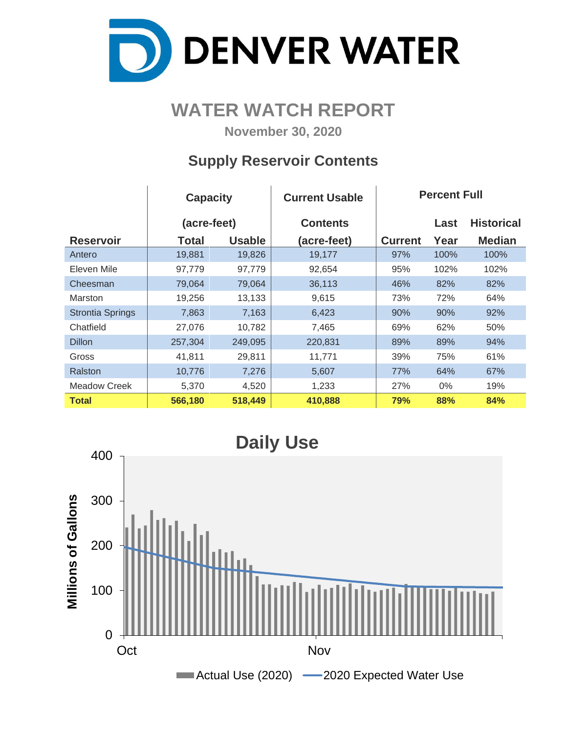# DENVER WATER

## WATER WATCH REPORT

**November 30, 2020**

### Supply Reservoir Contents

| Reservoir | Capacity (acre-feet) Total | Usable | Current Usable Contents (acre-feet) | Percent Full Current | Last Year | Historical Median |
|---|---|---|---|---|---|---|
| Antero | 19,881 | 19,826 | 19,177 | 97% | 100% | 100% |
| Eleven Mile | 97,779 | 97,779 | 92,654 | 95% | 102% | 102% |
| Cheesman | 79,064 | 79,064 | 36,113 | 46% | 82% | 82% |
| Marston | 19,256 | 13,133 | 9,615 | 73% | 72% | 64% |
| Strontia Springs | 7,863 | 7,163 | 6,423 | 90% | 90% | 92% |
| Chatfield | 27,076 | 10,782 | 7,465 | 69% | 62% | 50% |
| Dillon | 257,304 | 249,095 | 220,831 | 89% | 89% | 94% |
| Gross | 41,811 | 29,811 | 11,771 | 39% | 75% | 61% |
| Ralston | 10,776 | 7,276 | 5,607 | 77% | 64% | 67% |
| Meadow Creek | 5,370 | 4,520 | 1,233 | 27% | 0% | 19% |
| **Total** | **566,180** | **518,449** | **410,888** | **79%** | **88%** | **84%** |

### Daily Use

Millions of Gallons

400
300
200
100
0

Oct
Nov

Actual Use (2020)
2020 Expected Water Use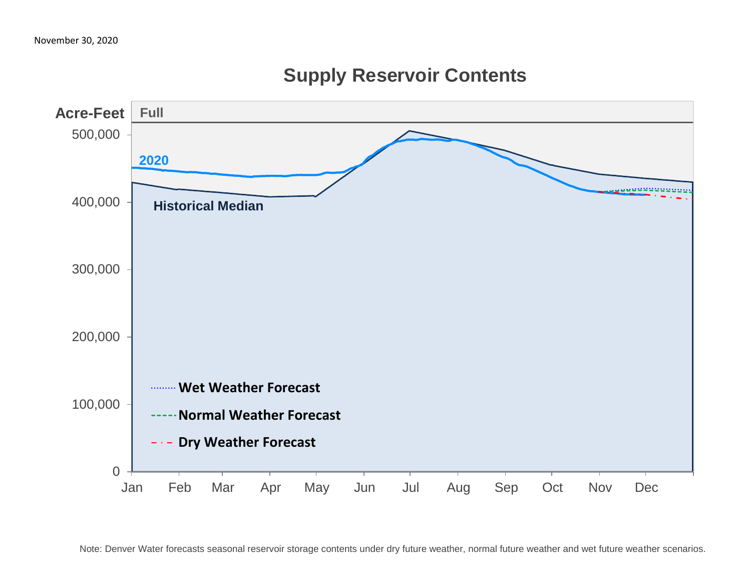November 30, 2020

## Supply Reservoir Contents

Acre-Feet

Full

500,000

400,000

300,000

200,000

100,000

0

2020

Historical Median

Wet Weather Forecast

Normal Weather Forecast

Dry Weather Forecast

Jan Feb Mar Apr May Jun Jul Aug Sep Oct Nov Dec

Note: Denver Water forecasts seasonal reservoir storage contents under dry future weather, normal future weather and wet future weather scenarios.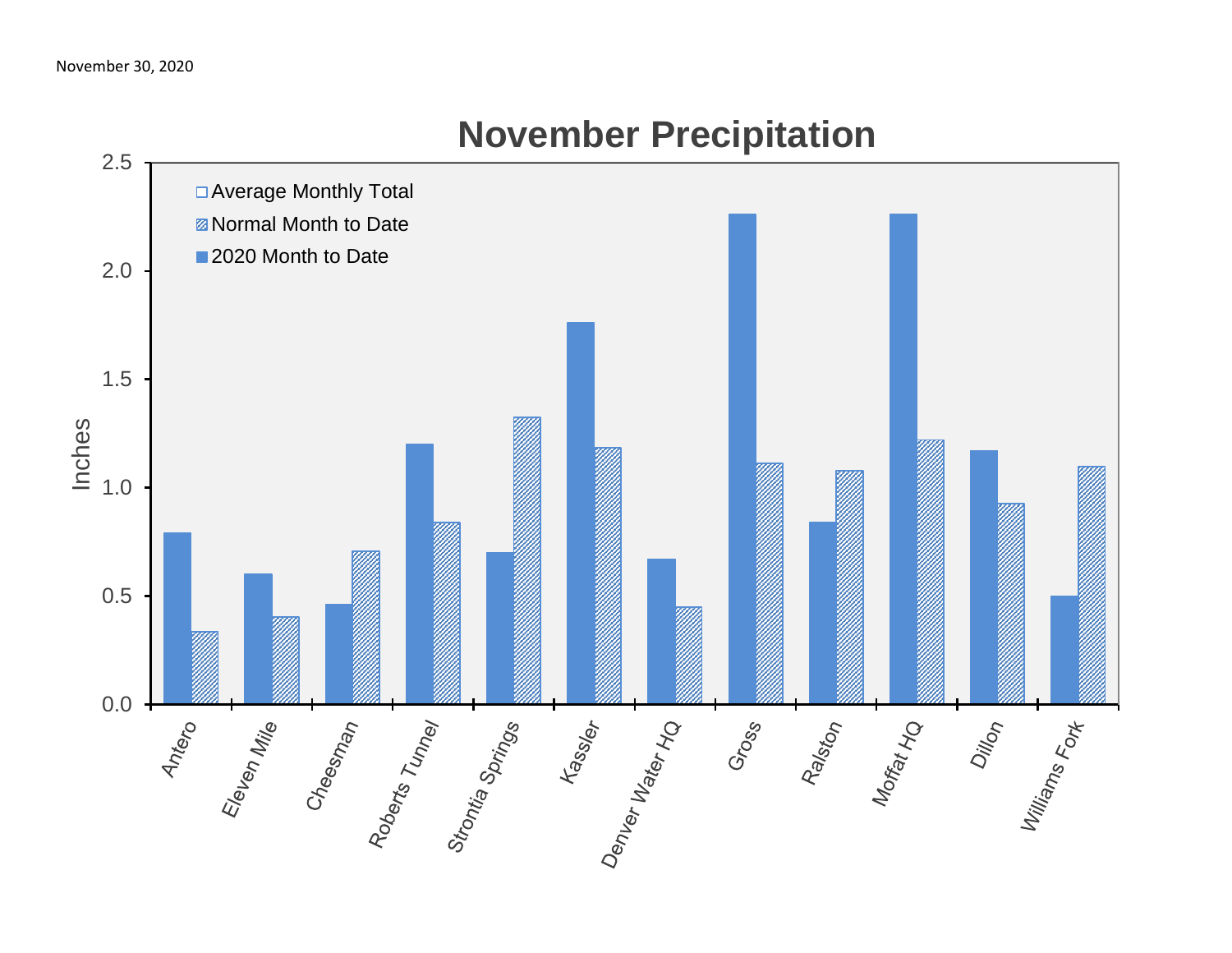November 30, 2020

# November Precipitation

Inches

2.5
2.0
1.5
1.0
0.5
0.0

Average Monthly Total
Normal Month to Date
2020 Month to Date

Antero
Eleven Mile
Cheesman
Roberts Tunnel
Strontia Springs
Kassler
Denver Water HQ
Gross
Ralston
Moffat HQ
Dillon
Williams Fork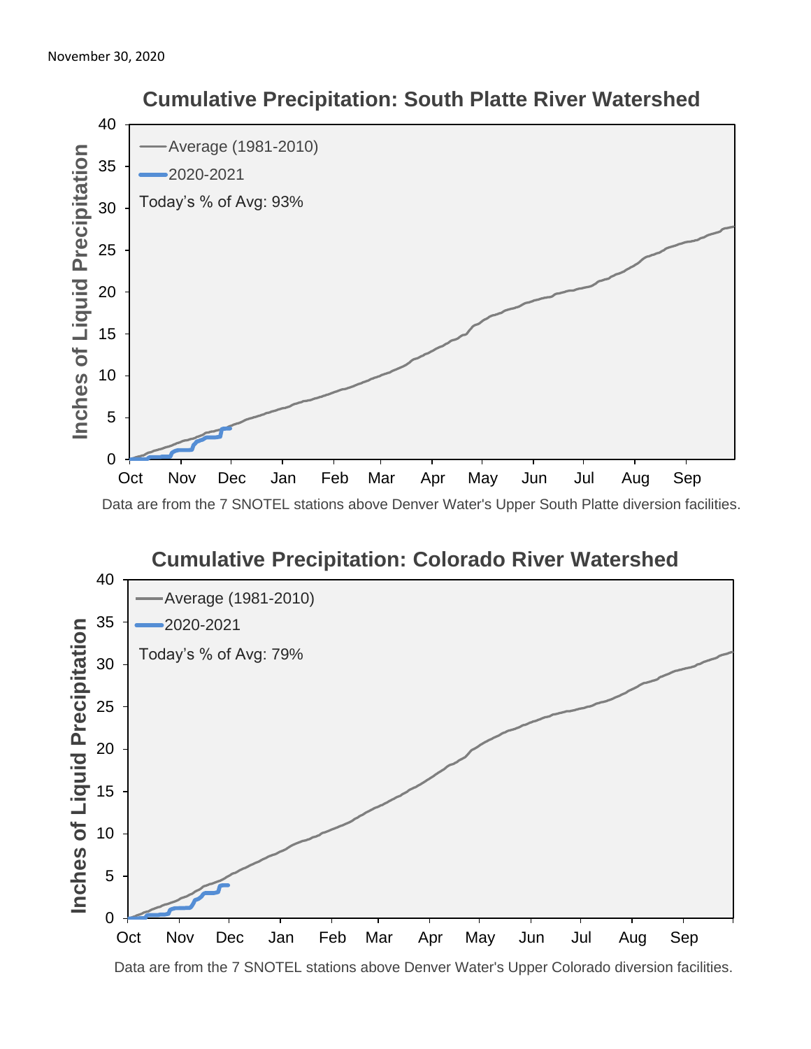November 30, 2020

Cumulative Precipitation: South Platte River Watershed

Inches of Liquid Precipitation

40
35
30
25
20
15
10
5
0

Oct Nov Dec Jan Feb Mar Apr May Jun Jul Aug Sep

Average (1981-2010)

2020-2021

Today's % of Avg: 93%

Data are from the 7 SNOTEL stations above Denver Water's Upper South Platte diversion facilities.

Cumulative Precipitation: Colorado River Watershed

Inches of Liquid Precipitation

40
35
30
25
20
15
10
5
0

Oct Nov Dec Jan Feb Mar Apr May Jun Jul Aug Sep

Average (1981-2010)

2020-2021

Today's % of Avg: 79%

Data are from the 7 SNOTEL stations above Denver Water's Upper Colorado diversion facilities.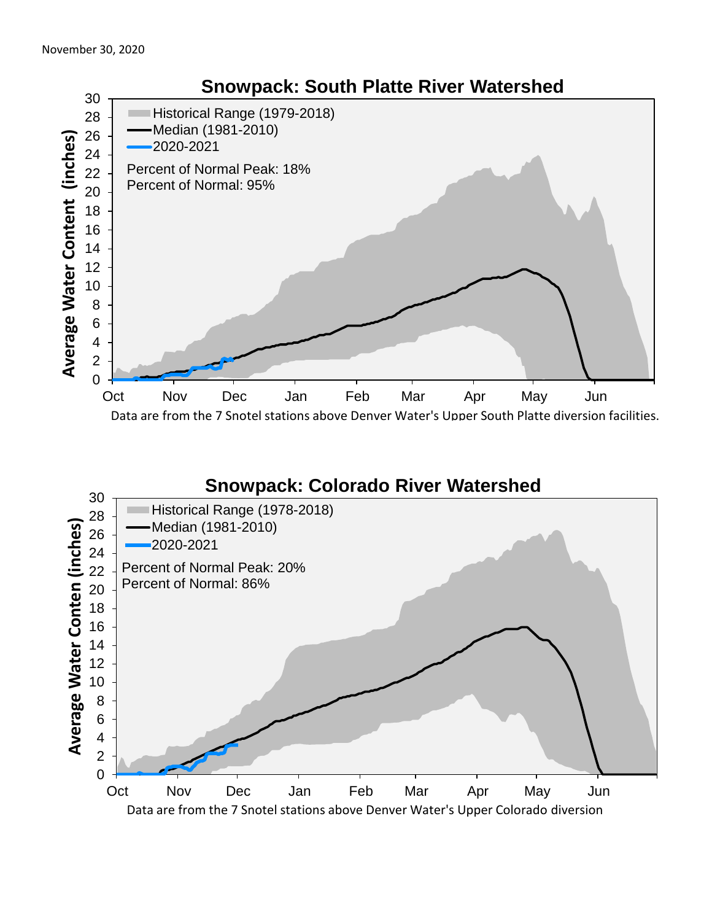November 30, 2020

**Snowpack: South Platte River Watershed**

Average Water Content (inches)

30
28
26
24
22
20
18
16
14
12
10
8
6
4
2
0

Historical Range (1979-2018)
Median (1981-2010)
2020-2021

Percent of Normal Peak: 18%
Percent of Normal: 95%

Oct Nov Dec Jan Feb Mar Apr May Jun

Data are from the 7 Snotel stations above Denver Water's Upper South Platte diversion facilities.

**Snowpack: Colorado River Watershed**

Average Water Conten (inches)

30
28
26
24
22
20
18
16
14
12
10
8
6
4
2
0

Historical Range (1978-2018)
Median (1981-2010)
2020-2021

Percent of Normal Peak: 20%
Percent of Normal: 86%

Oct Nov Dec Jan Feb Mar Apr May Jun

Data are from the 7 Snotel stations above Denver Water's Upper Colorado diversion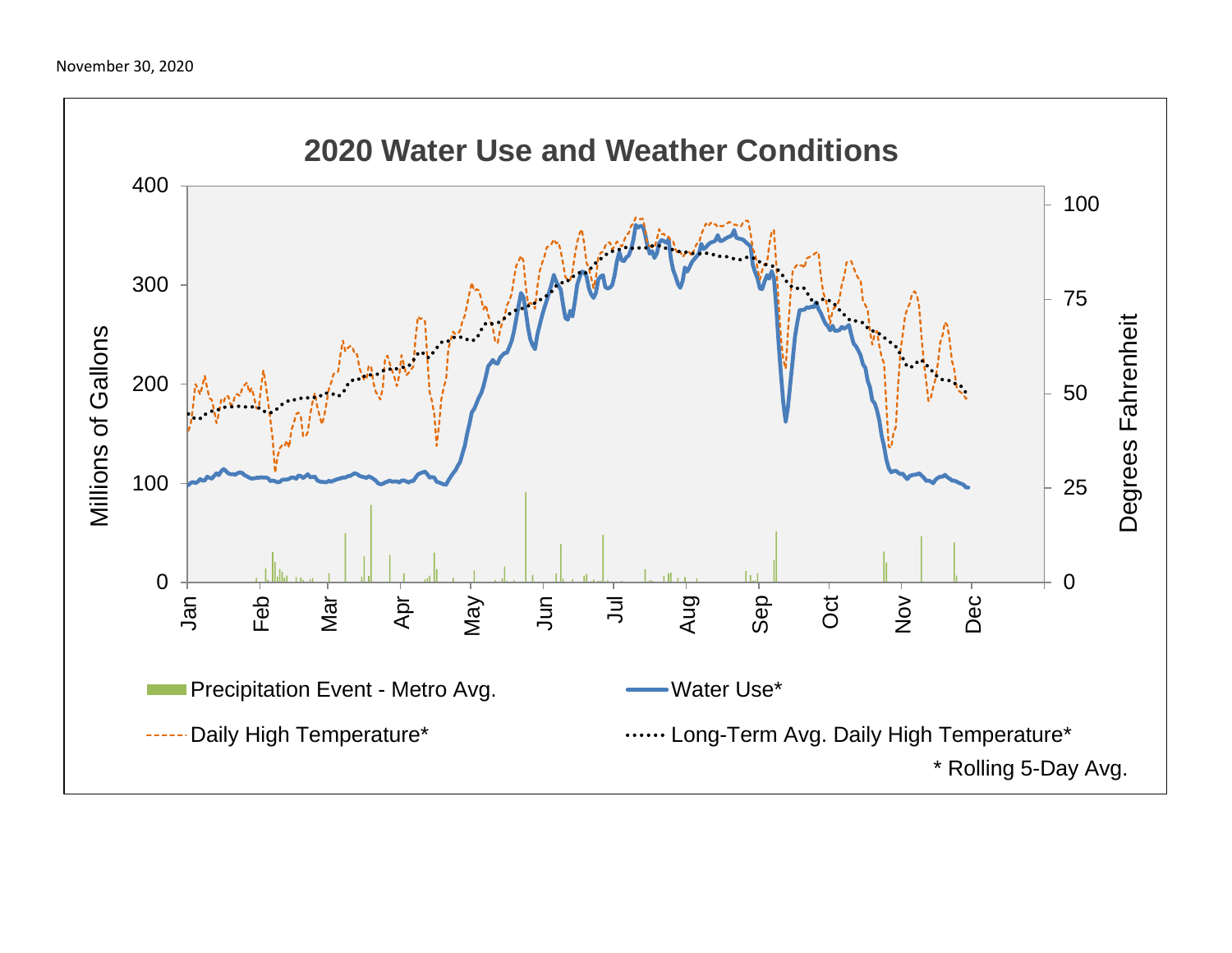November 30, 2020

2020 Water Use and Weather Conditions

Millions of Gallons

400
300
200
100
0

Degrees Fahrenheit

100
75
50
25
0

Jan
Feb
Mar
Apr
May
Jun
Jul
Aug
Sep
Oct
Nov
Dec

Precipitation Event - Metro Avg.

Water Use*

Daily High Temperature*

Long-Term Avg. Daily High Temperature*

* Rolling 5-Day Avg.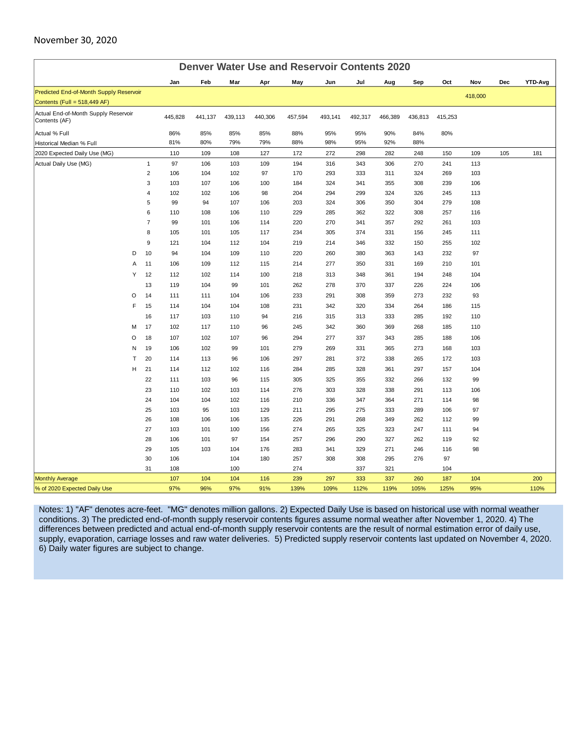November 30, 2020

## Denver Water Use and Reservoir Contents 2020

| | | Jan | Feb | Mar | Apr | May | Jun | Jul | Aug | Sep | Oct | Nov | Dec | YTD-Avg |
|---|---|---|---|---|---|---|---|---|---|---|---|---|---|---|
| Predicted End-of-Month Supply Reservoir Contents (Full = 518,449 AF) | | | | | | | | | | | | 418,000 | | |
| Actual End-of-Month Supply Reservoir Contents (AF) | | 445,828 | 441,137 | 439,113 | 440,306 | 457,594 | 493,141 | 492,317 | 466,389 | 436,813 | 415,253 | | | |
| Actual % Full | | 86% | 85% | 85% | 85% | 88% | 95% | 95% | 90% | 84% | 80% | | | |
| Historical Median % Full | | 81% | 80% | 79% | 79% | 88% | 98% | 95% | 92% | 88% | | | | |
| 2020 Expected Daily Use (MG) | | 110 | 109 | 108 | 127 | 172 | 272 | 298 | 282 | 248 | 150 | 109 | 105 | 181 |
| Actual Daily Use (MG) | 1 | 97 | 106 | 103 | 109 | 194 | 316 | 343 | 306 | 270 | 241 | 113 | | |
| | 2 | 106 | 104 | 102 | 97 | 170 | 293 | 333 | 311 | 324 | 269 | 103 | | |
| | 3 | 103 | 107 | 106 | 100 | 184 | 324 | 341 | 355 | 308 | 239 | 106 | | |
| | 4 | 102 | 102 | 106 | 98 | 204 | 294 | 299 | 324 | 326 | 245 | 113 | | |
| | 5 | 99 | 94 | 107 | 106 | 203 | 324 | 306 | 350 | 304 | 279 | 108 | | |
| | 6 | 110 | 108 | 106 | 110 | 229 | 285 | 362 | 322 | 308 | 257 | 116 | | |
| | 7 | 99 | 101 | 106 | 114 | 220 | 270 | 341 | 357 | 292 | 261 | 103 | | |
| | 8 | 105 | 101 | 105 | 117 | 234 | 305 | 374 | 331 | 156 | 245 | 111 | | |
| | 9 | 121 | 104 | 112 | 104 | 219 | 214 | 346 | 332 | 150 | 255 | 102 | | |
| D | 10 | 94 | 104 | 109 | 110 | 220 | 260 | 380 | 363 | 143 | 232 | 97 | | |
| A | 11 | 106 | 109 | 112 | 115 | 214 | 277 | 350 | 331 | 169 | 210 | 101 | | |
| Y | 12 | 112 | 102 | 114 | 100 | 218 | 313 | 348 | 361 | 194 | 248 | 104 | | |
| | 13 | 119 | 104 | 99 | 101 | 262 | 278 | 370 | 337 | 226 | 224 | 106 | | |
| O | 14 | 111 | 111 | 104 | 106 | 233 | 291 | 308 | 359 | 273 | 232 | 93 | | |
| F | 15 | 114 | 104 | 104 | 108 | 231 | 342 | 320 | 334 | 264 | 186 | 115 | | |
| | 16 | 117 | 103 | 110 | 94 | 216 | 315 | 313 | 333 | 285 | 192 | 110 | | |
| M | 17 | 102 | 117 | 110 | 96 | 245 | 342 | 360 | 369 | 268 | 185 | 110 | | |
| O | 18 | 107 | 102 | 107 | 96 | 294 | 277 | 337 | 343 | 285 | 188 | 106 | | |
| N | 19 | 106 | 102 | 99 | 101 | 279 | 269 | 331 | 365 | 273 | 168 | 103 | | |
| T | 20 | 114 | 113 | 96 | 106 | 297 | 281 | 372 | 338 | 265 | 172 | 103 | | |
| H | 21 | 114 | 112 | 102 | 116 | 284 | 285 | 328 | 361 | 297 | 157 | 104 | | |
| | 22 | 111 | 103 | 96 | 115 | 305 | 325 | 355 | 332 | 266 | 132 | 99 | | |
| | 23 | 110 | 102 | 103 | 114 | 276 | 303 | 328 | 338 | 291 | 113 | 106 | | |
| | 24 | 104 | 104 | 102 | 116 | 210 | 336 | 347 | 364 | 271 | 114 | 98 | | |
| | 25 | 103 | 95 | 103 | 129 | 211 | 295 | 275 | 333 | 289 | 106 | 97 | | |
| | 26 | 108 | 106 | 106 | 135 | 226 | 291 | 268 | 349 | 262 | 112 | 99 | | |
| | 27 | 103 | 101 | 100 | 156 | 274 | 265 | 325 | 323 | 247 | 111 | 94 | | |
| | 28 | 106 | 101 | 97 | 154 | 257 | 296 | 290 | 327 | 262 | 119 | 92 | | |
| | 29 | 105 | 103 | 104 | 176 | 283 | 341 | 329 | 271 | 246 | 116 | 98 | | |
| | 30 | 106 | | 104 | 180 | 257 | 308 | 308 | 295 | 276 | 97 | | | |
| | 31 | 108 | | 100 | | 274 | | 337 | 321 | | 104 | | | |
| Monthly Average | | 107 | 104 | 104 | 116 | 239 | 297 | 333 | 337 | 260 | 187 | 104 | | 200 |
| % of 2020 Expected Daily Use | | 97% | 96% | 97% | 91% | 139% | 109% | 112% | 119% | 105% | 125% | 95% | | 110% |

Notes: 1) "AF" denotes acre-feet. "MG" denotes million gallons. 2) Expected Daily Use is based on historical use with normal weather conditions. 3) The predicted end-of-month supply reservoir contents figures assume normal weather after November 1, 2020. 4) The differences between predicted and actual end-of-month supply reservoir contents are the result of normal estimation error of daily use, supply, evaporation, carriage losses and raw water deliveries. 5) Predicted supply reservoir contents last updated on November 4, 2020. 6) Daily water figures are subject to change.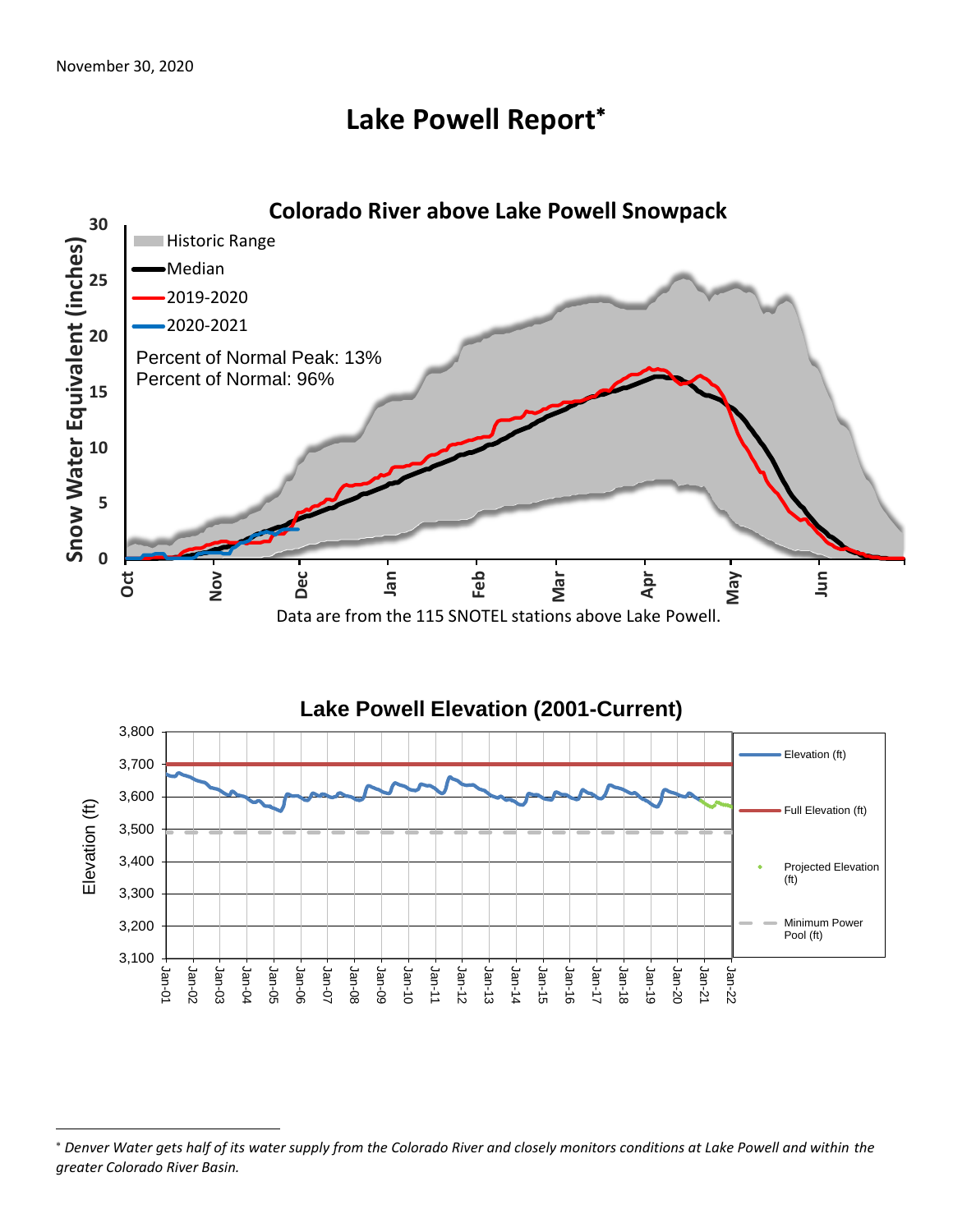November 30, 2020

# Lake Powell Report*

## Colorado River above Lake Powell Snowpack

Historic Range

Median

2019-2020

2020-2021

Percent of Normal Peak: 13%

Percent of Normal: 96%

Snow Water Equivalent (inches)

30
25
20
15
10
5
0

Oct Nov Dec Jan Feb Mar Apr May Jun

Data are from the 115 SNOTEL stations above Lake Powell.

## Lake Powell Elevation (2001-Current)

Elevation (ft)

3,800
3,700
3,600
3,500
3,400
3,300
3,200
3,100

Jan-01 Jan-02 Jan-03 Jan-04 Jan-05 Jan-06 Jan-07 Jan-08 Jan-09 Jan-10 Jan-11 Jan-12 Jan-13 Jan-14 Jan-15 Jan-16 Jan-17 Jan-18 Jan-19 Jan-20 Jan-21 Jan-22

Elevation (ft)

Full Elevation (ft)

Projected Elevation (ft)

Minimum Power Pool (ft)

---

* *Denver Water gets half of its water supply from the Colorado River and closely monitors conditions at Lake Powell and within the greater Colorado River Basin.*